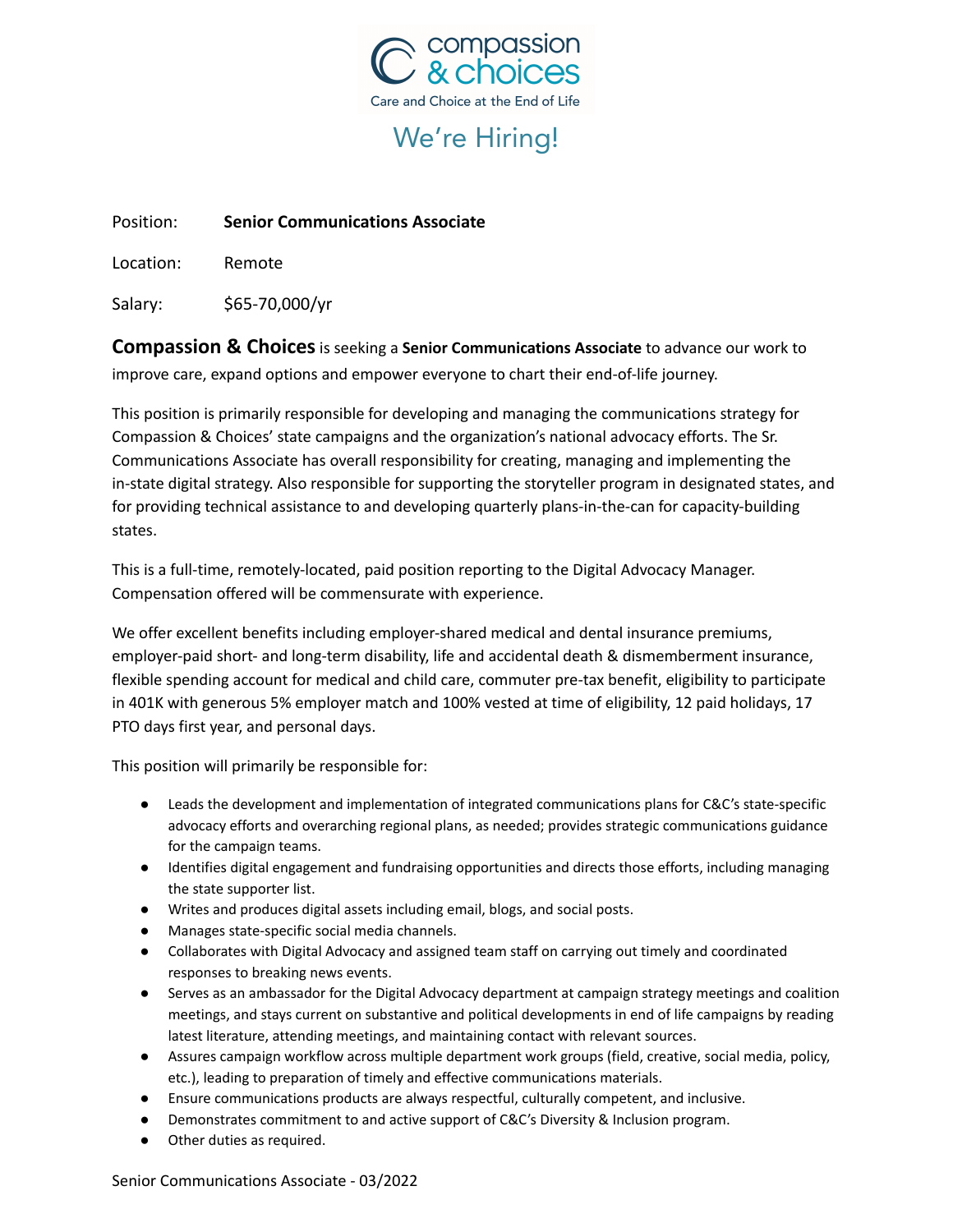compassion & choices

Care and Choice at the End of Life

# We're Hiring!

Position: **Senior Communications Associate**

Location: Remote

Salary: $65-70,000/yr

**Compassion & Choices** is seeking a **Senior Communications Associate** to advance our work to improve care, expand options and empower everyone to chart their end-of-life journey.

This position is primarily responsible for developing and managing the communications strategy for Compassion & Choices' state campaigns and the organization's national advocacy efforts. The Sr. Communications Associate has overall responsibility for creating, managing and implementing the in-state digital strategy. Also responsible for supporting the storyteller program in designated states, and for providing technical assistance to and developing quarterly plans-in-the-can for capacity-building states.

This is a full-time, remotely-located, paid position reporting to the Digital Advocacy Manager. Compensation offered will be commensurate with experience.

We offer excellent benefits including employer-shared medical and dental insurance premiums, employer-paid short- and long-term disability, life and accidental death & dismemberment insurance, flexible spending account for medical and child care, commuter pre-tax benefit, eligibility to participate in 401K with generous 5% employer match and 100% vested at time of eligibility, 12 paid holidays, 17 PTO days first year, and personal days.

This position will primarily be responsible for:

- Leads the development and implementation of integrated communications plans for C&C's state-specific advocacy efforts and overarching regional plans, as needed; provides strategic communications guidance for the campaign teams.
- Identifies digital engagement and fundraising opportunities and directs those efforts, including managing the state supporter list.
- Writes and produces digital assets including email, blogs, and social posts.
- Manages state-specific social media channels.
- Collaborates with Digital Advocacy and assigned team staff on carrying out timely and coordinated responses to breaking news events.
- Serves as an ambassador for the Digital Advocacy department at campaign strategy meetings and coalition meetings, and stays current on substantive and political developments in end of life campaigns by reading latest literature, attending meetings, and maintaining contact with relevant sources.
- Assures campaign workflow across multiple department work groups (field, creative, social media, policy, etc.), leading to preparation of timely and effective communications materials.
- Ensure communications products are always respectful, culturally competent, and inclusive.
- Demonstrates commitment to and active support of C&C's Diversity & Inclusion program.
- Other duties as required.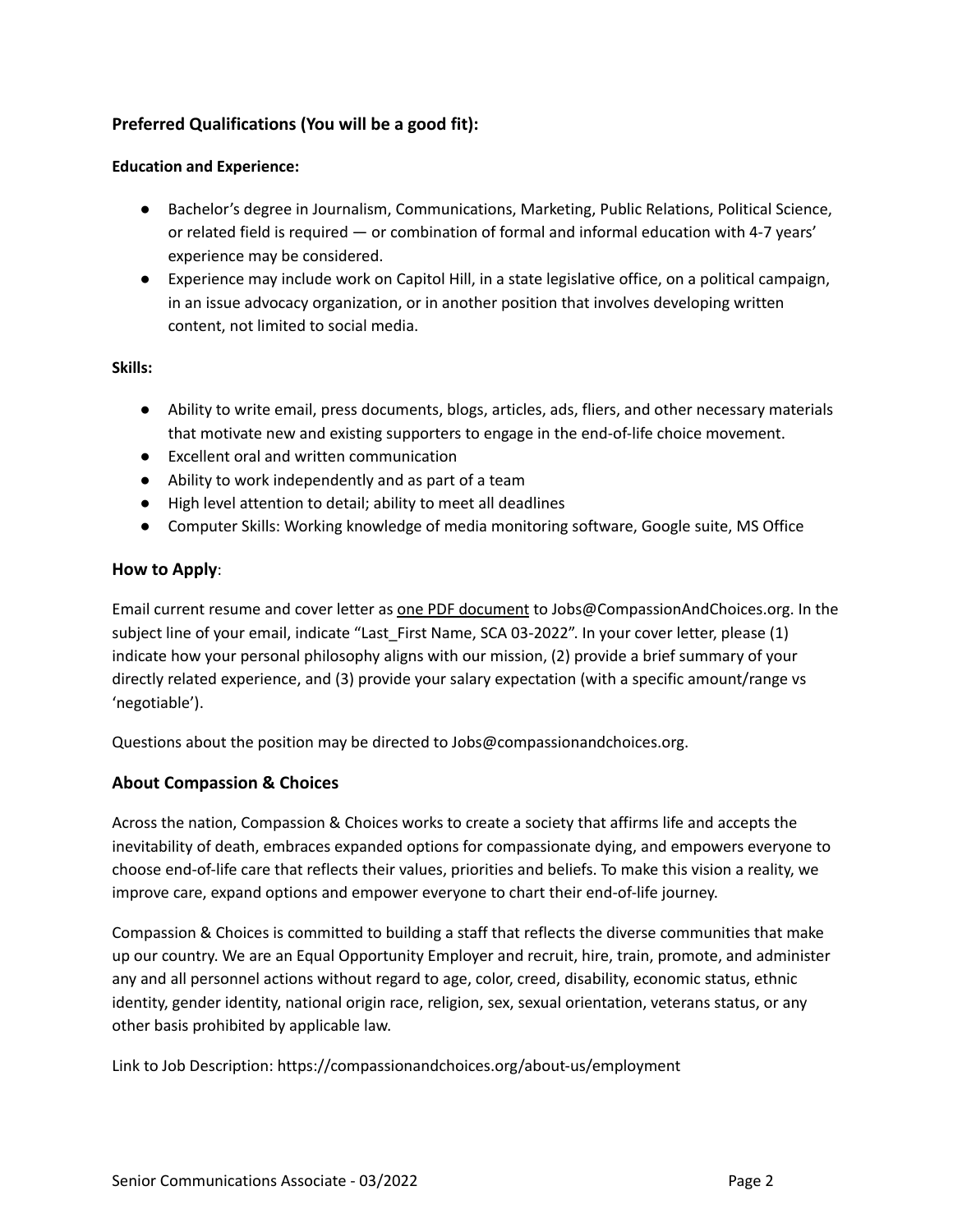## Preferred Qualifications (You will be a good fit):

**Education and Experience:**

- Bachelor's degree in Journalism, Communications, Marketing, Public Relations, Political Science, or related field is required — or combination of formal and informal education with 4-7 years' experience may be considered.
- Experience may include work on Capitol Hill, in a state legislative office, on a political campaign, in an issue advocacy organization, or in another position that involves developing written content, not limited to social media.

**Skills:**

- Ability to write email, press documents, blogs, articles, ads, fliers, and other necessary materials that motivate new and existing supporters to engage in the end-of-life choice movement.
- Excellent oral and written communication
- Ability to work independently and as part of a team
- High level attention to detail; ability to meet all deadlines
- Computer Skills: Working knowledge of media monitoring software, Google suite, MS Office

## How to Apply:

Email current resume and cover letter as one PDF document to Jobs@CompassionAndChoices.org. In the subject line of your email, indicate "Last_First Name, SCA 03-2022". In your cover letter, please (1) indicate how your personal philosophy aligns with our mission, (2) provide a brief summary of your directly related experience, and (3) provide your salary expectation (with a specific amount/range vs 'negotiable').

Questions about the position may be directed to Jobs@compassionandchoices.org.

## About Compassion & Choices

Across the nation, Compassion & Choices works to create a society that affirms life and accepts the inevitability of death, embraces expanded options for compassionate dying, and empowers everyone to choose end-of-life care that reflects their values, priorities and beliefs. To make this vision a reality, we improve care, expand options and empower everyone to chart their end-of-life journey.

Compassion & Choices is committed to building a staff that reflects the diverse communities that make up our country. We are an Equal Opportunity Employer and recruit, hire, train, promote, and administer any and all personnel actions without regard to age, color, creed, disability, economic status, ethnic identity, gender identity, national origin race, religion, sex, sexual orientation, veterans status, or any other basis prohibited by applicable law.

Link to Job Description: https://compassionandchoices.org/about-us/employment